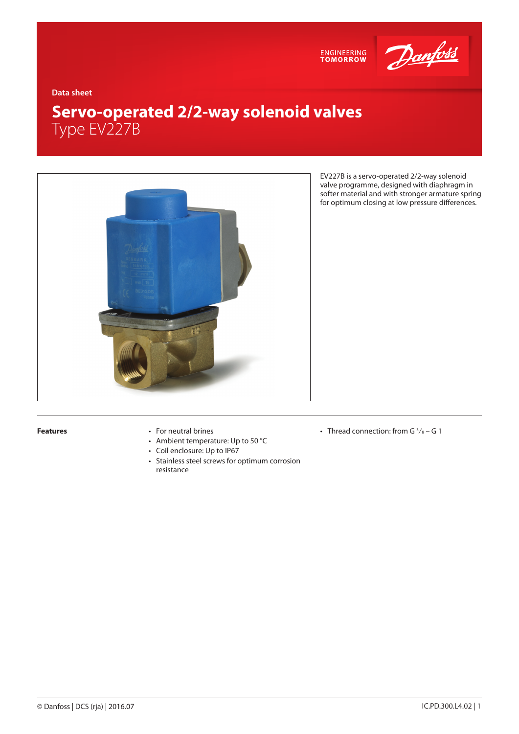Data sheet

# Servo-operated 2/2-way solenoid valves
## Type EV227B

EV227B is a servo-operated 2/2-way solenoid valve programme, designed with diaphragm in softer material and with stronger armature spring for optimum closing at low pressure differences.

**Features**

- For neutral brines
- Ambient temperature: Up to 50 °C
- Coil enclosure: Up to IP67
- Stainless steel screws for optimum corrosion resistance
- Thread connection: from G ³⁄₈ – G 1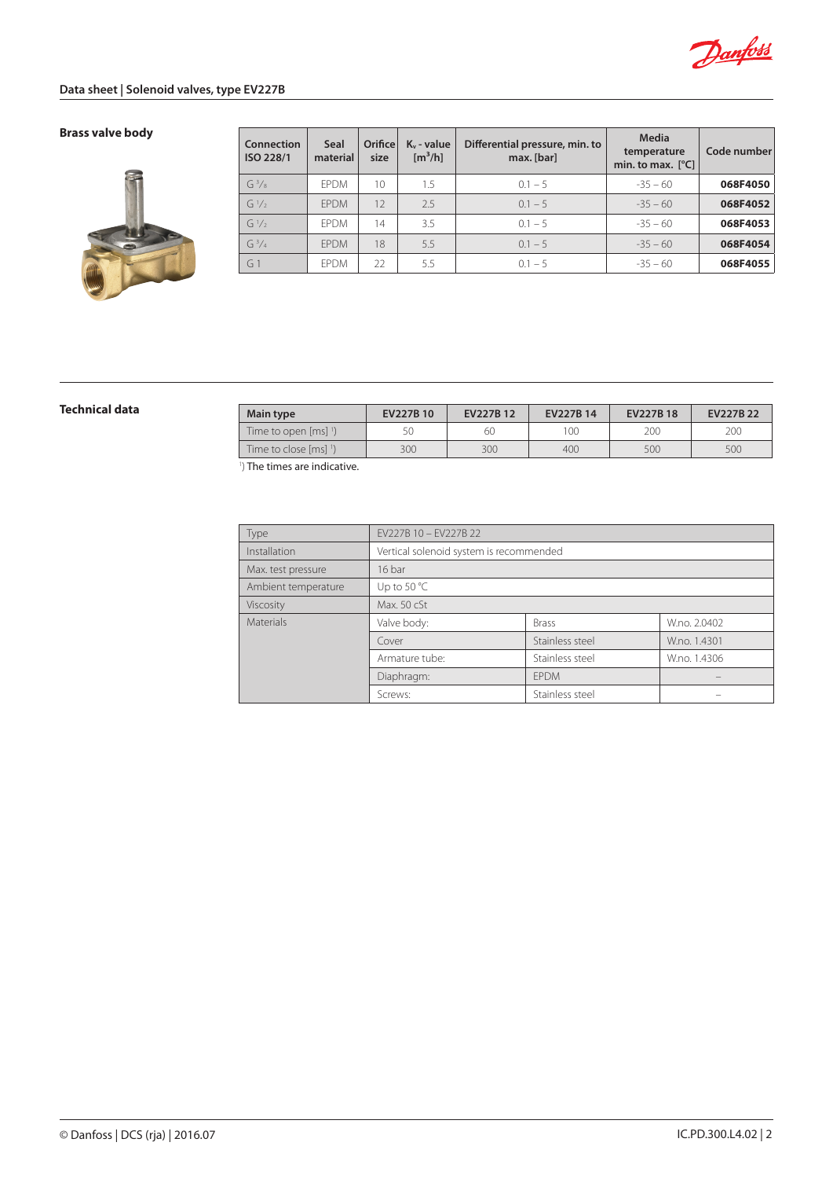## Brass valve body

| Connection ISO 228/1 | Seal material | Orifice size | $K_v$ - value [$m^3/h$] | Differential pressure, min. to max. [bar] | Media temperature min. to max. [°C] | Code number |
|---|---|---|---|---|---|---|
| G 3/8 | EPDM | 10 | 1.5 | 0.1 – 5 | -35 – 60 | **068F4050** |
| G 1/2 | EPDM | 12 | 2.5 | 0.1 – 5 | -35 – 60 | **068F4052** |
| G 1/2 | EPDM | 14 | 3.5 | 0.1 – 5 | -35 – 60 | **068F4053** |
| G 3/4 | EPDM | 18 | 5.5 | 0.1 – 5 | -35 – 60 | **068F4054** |
| G 1 | EPDM | 22 | 5.5 | 0.1 – 5 | -35 – 60 | **068F4055** |

## Technical data

| Main type | EV227B 10 | EV227B 12 | EV227B 14 | EV227B 18 | EV227B 22 |
|---|---|---|---|---|---|
| Time to open [ms] [1] | 50 | 60 | 100 | 200 | 200 |
| Time to close [ms] [1] | 300 | 300 | 400 | 500 | 500 |

[1]) The times are indicative.

| Type | EV227B 10 – EV227B 22 | | |
|---|---|---|---|
| Installation | Vertical solenoid system is recommended | | |
| Max. test pressure | 16 bar | | |
| Ambient temperature | Up to 50 °C | | |
| Viscosity | Max. 50 cSt | | |
| Materials | Valve body: | Brass | W.no. 2.0402 |
| | Cover | Stainless steel | W.no. 1.4301 |
| | Armature tube: | Stainless steel | W.no. 1.4306 |
| | Diaphragm: | EPDM | – |
| | Screws: | Stainless steel | – |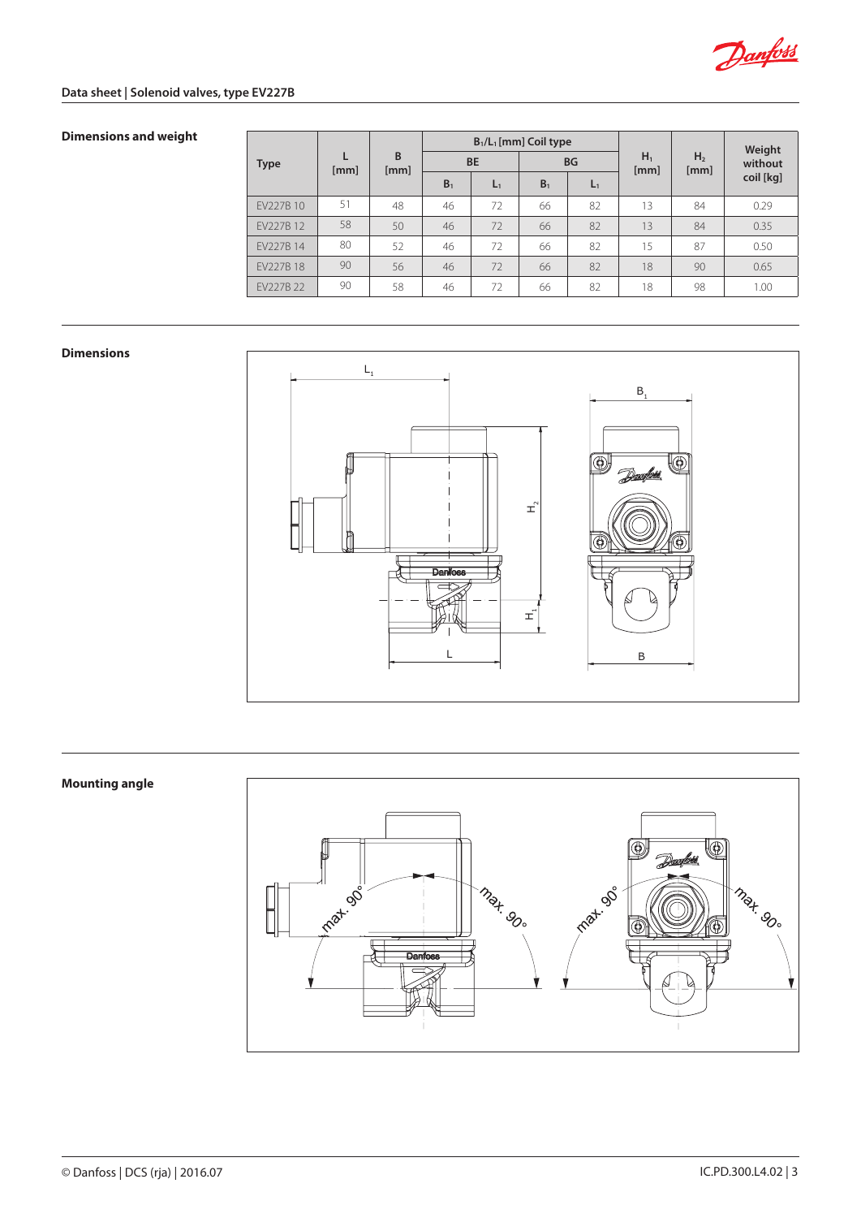## Dimensions and weight

| Type | L [mm] | B [mm] | $B_1$/$L_1$ [mm] Coil type | | | | $H_1$ [mm] | $H_2$ [mm] | Weight without coil [kg] |
|---|---|---|---|---|---|---|---|---|---|
| | | | BE | | BG | | | | |
| | | | $B_1$ | $L_1$ | $B_1$ | $L_1$ | | | |
| EV227B 10 | 51 | 48 | 46 | 72 | 66 | 82 | 13 | 84 | 0.29 |
| EV227B 12 | 58 | 50 | 46 | 72 | 66 | 82 | 13 | 84 | 0.35 |
| EV227B 14 | 80 | 52 | 46 | 72 | 66 | 82 | 15 | 87 | 0.50 |
| EV227B 18 | 90 | 56 | 46 | 72 | 66 | 82 | 18 | 90 | 0.65 |
| EV227B 22 | 90 | 58 | 46 | 72 | 66 | 82 | 18 | 98 | 1.00 |

## Dimensions

## Mounting angle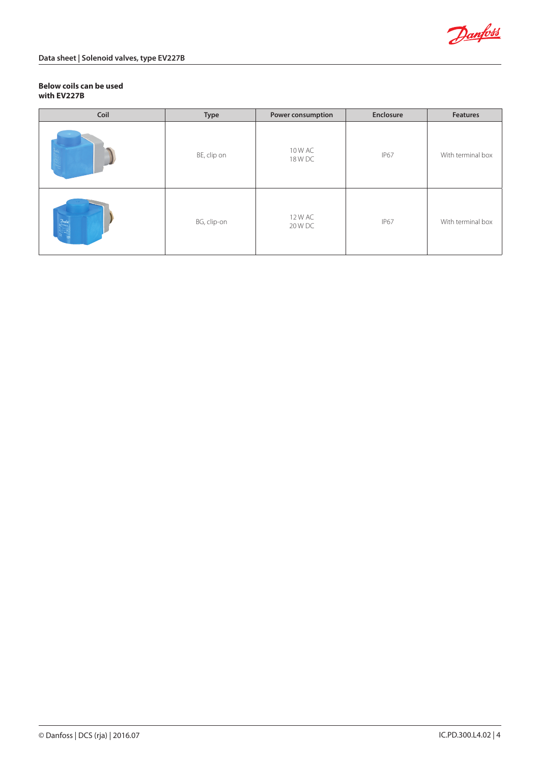**Below coils can be used with EV227B**

| Coil | Type | Power consumption | Enclosure | Features |
|---|---|---|---|---|
| | BE, clip on | 10 W AC<br>18 W DC | IP67 | With terminal box |
| | BG, clip-on | 12 W AC<br>20 W DC | IP67 | With terminal box |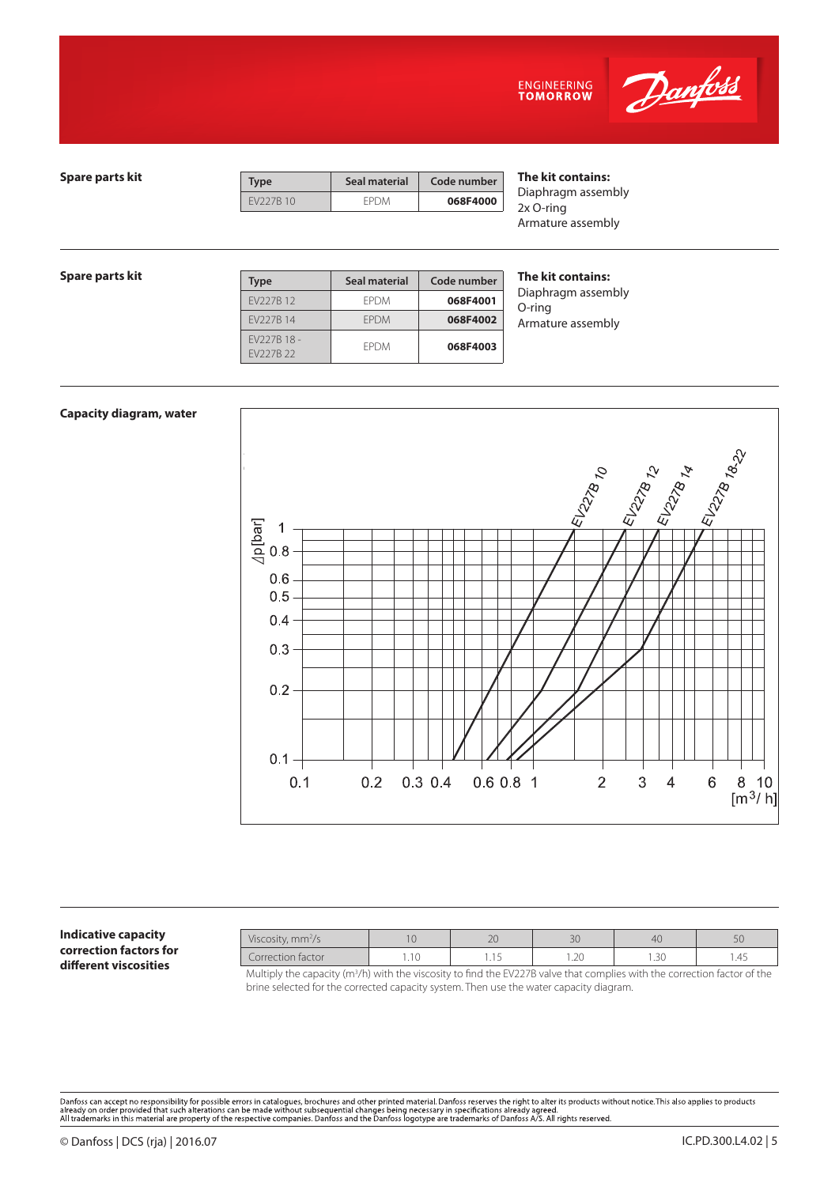**Spare parts kit**

| Type | Seal material | Code number |
|---|---|---|
| EV227B 10 | EPDM | **068F4000** |

**The kit contains:**
Diaphragm assembly
2x O-ring
Armature assembly

**Spare parts kit**

| Type | Seal material | Code number |
|---|---|---|
| EV227B 12 | EPDM | **068F4001** |
| EV227B 14 | EPDM | **068F4002** |
| EV227B 18 - EV227B 22 | EPDM | **068F4003** |

**The kit contains:**
Diaphragm assembly
O-ring
Armature assembly

**Capacity diagram, water**

EV227B 10
EV227B 12
EV227B 14
EV227B 18-22

Δp [bar]

1
0.8
0.6
0.5
0.4
0.3
0.2
0.1

0.1 0.2 0.3 0.4 0.6 0.8 1 2 3 4 6 8 10

[m³/ h]

**Indicative capacity correction factors for different viscosities**

| Viscosity, mm²/s | 10 | 20 | 30 | 40 | 50 |
|---|---|---|---|---|---|
| Correction factor | 1.10 | 1.15 | 1.20 | 1.30 | 1.45 |

Multiply the capacity (m³/h) with the viscosity to find the EV227B valve that complies with the correction factor of the brine selected for the corrected capacity system. Then use the water capacity diagram.

Danfoss can accept no responsibility for possible errors in catalogues, brochures and other printed material. Danfoss reserves the right to alter its products without notice. This also applies to products already on order provided that such alterations can be made without subsequential changes being necessary in specifications already agreed.
All trademarks in this material are property of the respective companies. Danfoss and the Danfoss logotype are trademarks of Danfoss A/S. All rights reserved.

© Danfoss | DCS (rja) | 2016.07